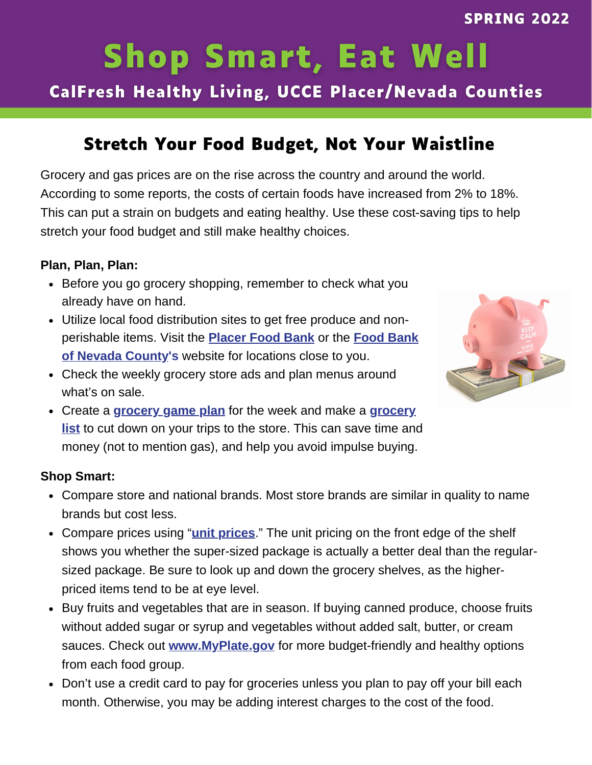SPRING 2022

# Shop Smart, Eat Well

## CalFresh Healthy Living, UCCE Placer/Nevada Counties

## Stretch Your Food Budget, Not Your Waistline

Grocery and gas prices are on the rise across the country and around the world. According to some reports, the costs of certain foods have increased from 2% to 18%. This can put a strain on budgets and eating healthy. Use these cost-saving tips to help stretch your food budget and still make healthy choices.

**Plan, Plan, Plan:**

- Before you go grocery shopping, remember to check what you already have on hand.
- Utilize local food distribution sites to get free produce and non-perishable items. Visit the **Placer Food Bank** or the **Food Bank of Nevada County's** website for locations close to you.
- Check the weekly grocery store ads and plan menus around what's on sale.
- Create a **grocery game plan** for the week and make a **grocery list** to cut down on your trips to the store. This can save time and money (not to mention gas), and help you avoid impulse buying.

**Shop Smart:**

- Compare store and national brands. Most store brands are similar in quality to name brands but cost less.
- Compare prices using "**unit prices**." The unit pricing on the front edge of the shelf shows you whether the super-sized package is actually a better deal than the regular-sized package. Be sure to look up and down the grocery shelves, as the higher-priced items tend to be at eye level.
- Buy fruits and vegetables that are in season. If buying canned produce, choose fruits without added sugar or syrup and vegetables without added salt, butter, or cream sauces. Check out **www.MyPlate.gov** for more budget-friendly and healthy options from each food group.
- Don't use a credit card to pay for groceries unless you plan to pay off your bill each month. Otherwise, you may be adding interest charges to the cost of the food.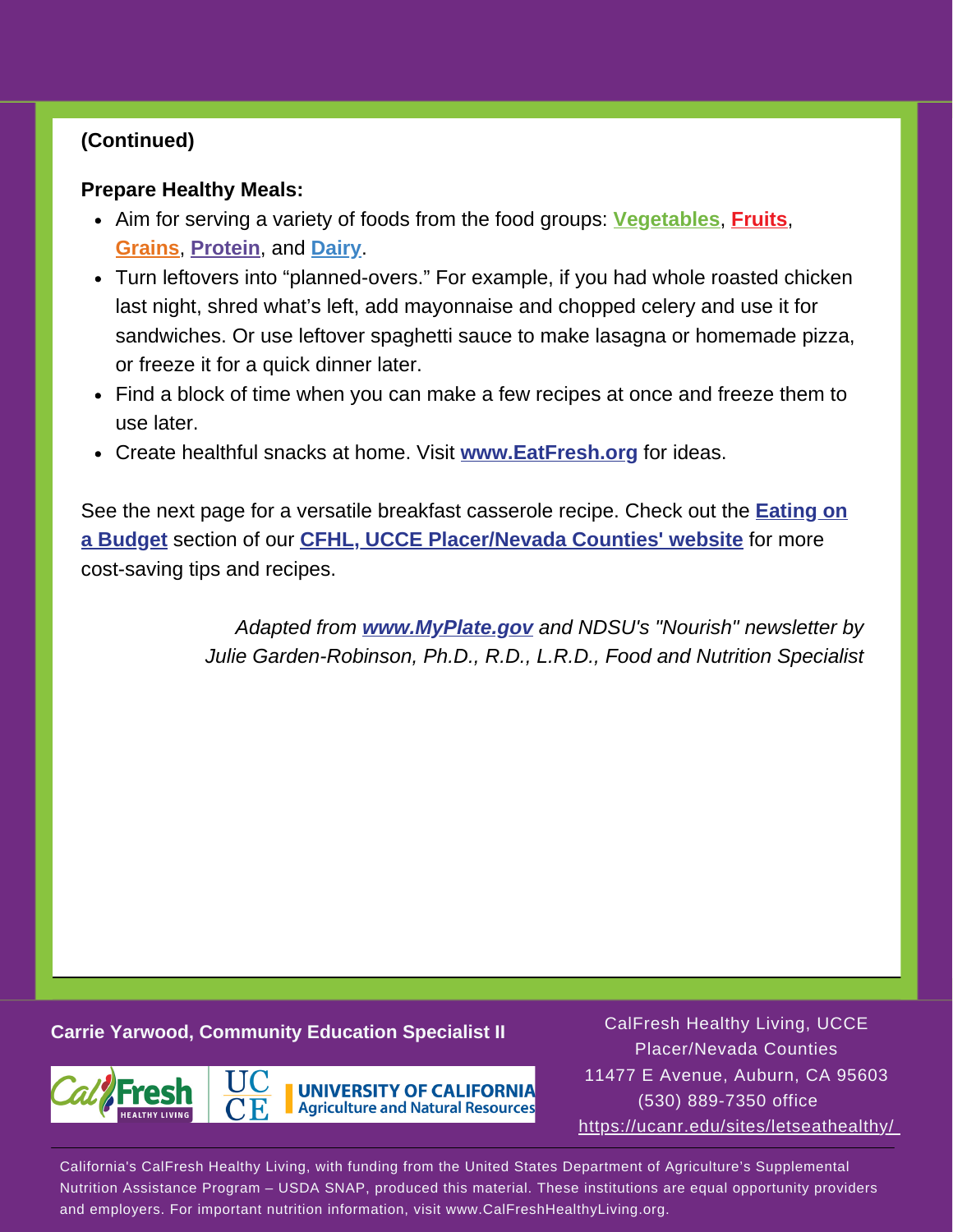**(Continued)**

**Prepare Healthy Meals:**

- Aim for serving a variety of foods from the food groups: **Vegetables**, **Fruits**, **Grains**, **Protein**, and **Dairy**.
- Turn leftovers into "planned-overs." For example, if you had whole roasted chicken last night, shred what's left, add mayonnaise and chopped celery and use it for sandwiches. Or use leftover spaghetti sauce to make lasagna or homemade pizza, or freeze it for a quick dinner later.
- Find a block of time when you can make a few recipes at once and freeze them to use later.
- Create healthful snacks at home. Visit **www.EatFresh.org** for ideas.

See the next page for a versatile breakfast casserole recipe. Check out the **Eating on a Budget** section of our **CFHL, UCCE Placer/Nevada Counties' website** for more cost-saving tips and recipes.

*Adapted from **www.MyPlate.gov** and NDSU's "Nourish" newsletter by Julie Garden-Robinson, Ph.D., R.D., L.R.D., Food and Nutrition Specialist*

**Carrie Yarwood, Community Education Specialist II**

CalFresh Healthy Living, UCCE Placer/Nevada Counties
11477 E Avenue, Auburn, CA 95603
(530) 889-7350 office
https://ucanr.edu/sites/letseathealthy/

California's CalFresh Healthy Living, with funding from the United States Department of Agriculture's Supplemental Nutrition Assistance Program – USDA SNAP, produced this material. These institutions are equal opportunity providers and employers. For important nutrition information, visit www.CalFreshHealthyLiving.org.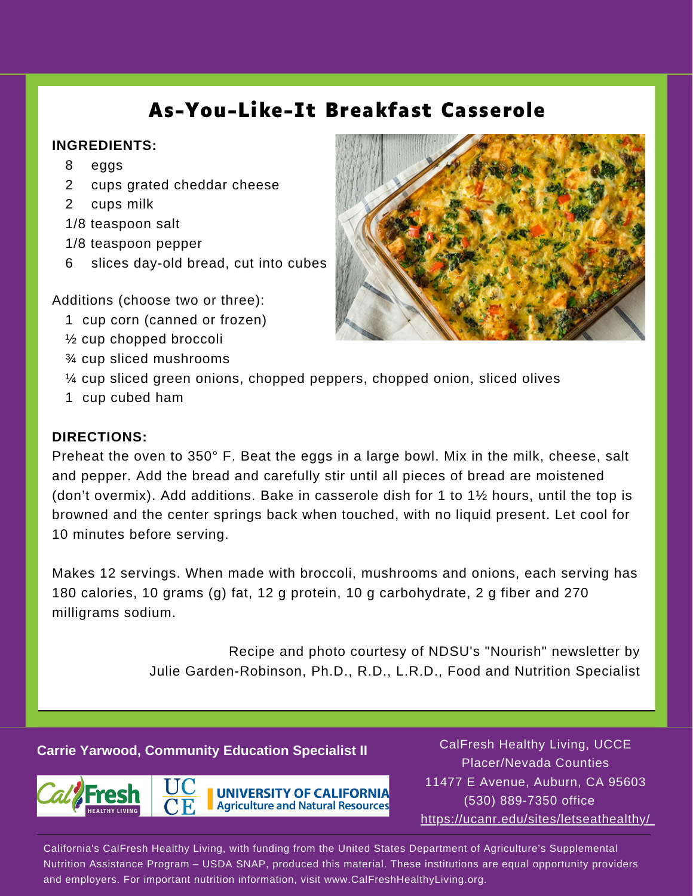# As-You-Like-It Breakfast Casserole

**INGREDIENTS:**

- 8 eggs
- 2 cups grated cheddar cheese
- 2 cups milk
- 1/8 teaspoon salt
- 1/8 teaspoon pepper
- 6 slices day-old bread, cut into cubes

Additions (choose two or three):

- 1 cup corn (canned or frozen)
- ½ cup chopped broccoli
- ¾ cup sliced mushrooms
- ¼ cup sliced green onions, chopped peppers, chopped onion, sliced olives
- 1 cup cubed ham

**DIRECTIONS:**

Preheat the oven to 350° F. Beat the eggs in a large bowl. Mix in the milk, cheese, salt and pepper. Add the bread and carefully stir until all pieces of bread are moistened (don't overmix). Add additions. Bake in casserole dish for 1 to 1½ hours, until the top is browned and the center springs back when touched, with no liquid present. Let cool for 10 minutes before serving.

Makes 12 servings. When made with broccoli, mushrooms and onions, each serving has 180 calories, 10 grams (g) fat, 12 g protein, 10 g carbohydrate, 2 g fiber and 270 milligrams sodium.

Recipe and photo courtesy of NDSU's "Nourish" newsletter by Julie Garden-Robinson, Ph.D., R.D., L.R.D., Food and Nutrition Specialist

**Carrie Yarwood, Community Education Specialist II**

CalFresh Healthy Living, UCCE
Placer/Nevada Counties
11477 E Avenue, Auburn, CA 95603
(530) 889-7350 office
https://ucanr.edu/sites/letseathealthy/

California's CalFresh Healthy Living, with funding from the United States Department of Agriculture's Supplemental Nutrition Assistance Program – USDA SNAP, produced this material. These institutions are equal opportunity providers and employers. For important nutrition information, visit www.CalFreshHealthyLiving.org.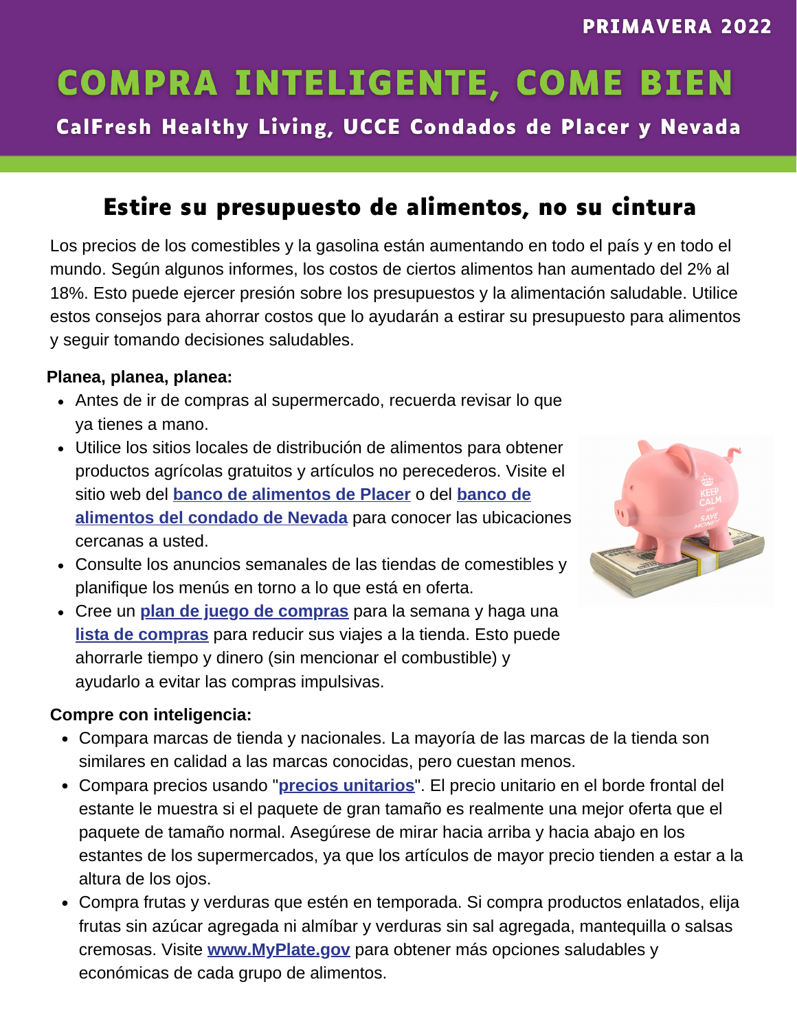PRIMAVERA 2022

# COMPRA INTELIGENTE, COME BIEN

**CalFresh Healthy Living, UCCE Condados de Placer y Nevada**

## Estire su presupuesto de alimentos, no su cintura

Los precios de los comestibles y la gasolina están aumentando en todo el país y en todo el mundo. Según algunos informes, los costos de ciertos alimentos han aumentado del 2% al 18%. Esto puede ejercer presión sobre los presupuestos y la alimentación saludable. Utilice estos consejos para ahorrar costos que lo ayudarán a estirar su presupuesto para alimentos y seguir tomando decisiones saludables.

**Planea, planea, planea:**

- Antes de ir de compras al supermercado, recuerda revisar lo que ya tienes a mano.
- Utilice los sitios locales de distribución de alimentos para obtener productos agrícolas gratuitos y artículos no perecederos. Visite el sitio web del **banco de alimentos de Placer** o del **banco de alimentos del condado de Nevada** para conocer las ubicaciones cercanas a usted.
- Consulte los anuncios semanales de las tiendas de comestibles y planifique los menús en torno a lo que está en oferta.
- Cree un **plan de juego de compras** para la semana y haga una **lista de compras** para reducir sus viajes a la tienda. Esto puede ahorrarle tiempo y dinero (sin mencionar el combustible) y ayudarlo a evitar las compras impulsivas.

**Compre con inteligencia:**

- Compara marcas de tienda y nacionales. La mayoría de las marcas de la tienda son similares en calidad a las marcas conocidas, pero cuestan menos.
- Compara precios usando "**precios unitarios**". El precio unitario en el borde frontal del estante le muestra si el paquete de gran tamaño es realmente una mejor oferta que el paquete de tamaño normal. Asegúrese de mirar hacia arriba y hacia abajo en los estantes de los supermercados, ya que los artículos de mayor precio tienden a estar a la altura de los ojos.
- Compra frutas y verduras que estén en temporada. Si compra productos enlatados, elija frutas sin azúcar agregada ni almíbar y verduras sin sal agregada, mantequilla o salsas cremosas. Visite **www.MyPlate.gov** para obtener más opciones saludables y económicas de cada grupo de alimentos.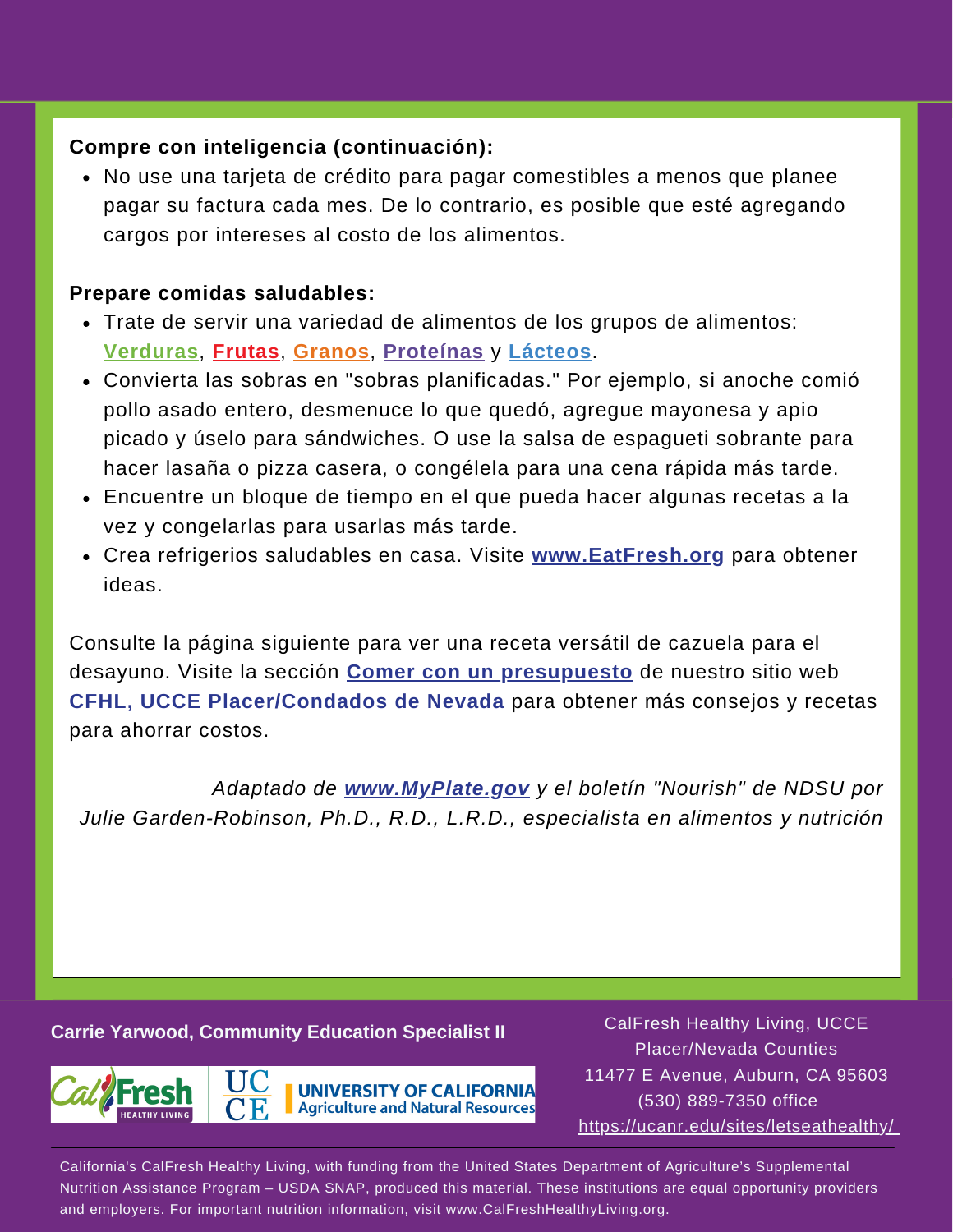**Compre con inteligencia (continuación):**

- No use una tarjeta de crédito para pagar comestibles a menos que planee pagar su factura cada mes. De lo contrario, es posible que esté agregando cargos por intereses al costo de los alimentos.

**Prepare comidas saludables:**

- Trate de servir una variedad de alimentos de los grupos de alimentos: **Verduras**, **Frutas**, **Granos**, **Proteínas** y **Lácteos**.
- Convierta las sobras en "sobras planificadas." Por ejemplo, si anoche comió pollo asado entero, desmenuce lo que quedó, agregue mayonesa y apio picado y úselo para sándwiches. O use la salsa de espagueti sobrante para hacer lasaña o pizza casera, o congélela para una cena rápida más tarde.
- Encuentre un bloque de tiempo en el que pueda hacer algunas recetas a la vez y congelarlas para usarlas más tarde.
- Crea refrigerios saludables en casa. Visite **www.EatFresh.org** para obtener ideas.

Consulte la página siguiente para ver una receta versátil de cazuela para el desayuno. Visite la sección **Comer con un presupuesto** de nuestro sitio web **CFHL, UCCE Placer/Condados de Nevada** para obtener más consejos y recetas para ahorrar costos.

*Adaptado de **www.MyPlate.gov** y el boletín "Nourish" de NDSU por Julie Garden-Robinson, Ph.D., R.D., L.R.D., especialista en alimentos y nutrición*

**Carrie Yarwood, Community Education Specialist II**

CalFresh Healthy Living, UCCE Placer/Nevada Counties
11477 E Avenue, Auburn, CA 95603
(530) 889-7350 office
https://ucanr.edu/sites/letseathealthy/

California's CalFresh Healthy Living, with funding from the United States Department of Agriculture's Supplemental Nutrition Assistance Program – USDA SNAP, produced this material. These institutions are equal opportunity providers and employers. For important nutrition information, visit www.CalFreshHealthyLiving.org.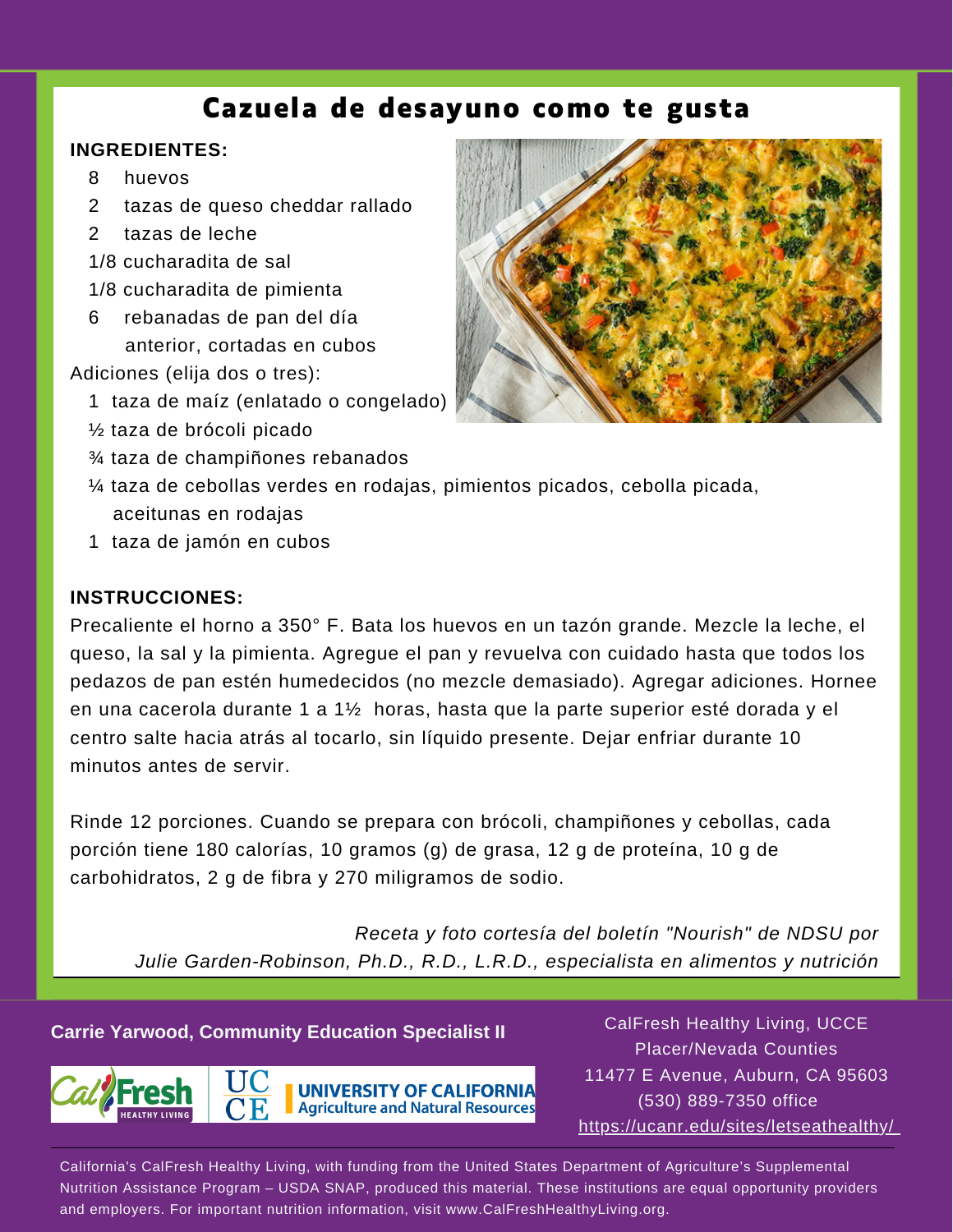# Cazuela de desayuno como te gusta

**INGREDIENTES:**

- 8 huevos
- 2 tazas de queso cheddar rallado
- 2 tazas de leche
- 1/8 cucharadita de sal
- 1/8 cucharadita de pimienta
- 6 rebanadas de pan del día anterior, cortadas en cubos

Adiciones (elija dos o tres):

- 1 taza de maíz (enlatado o congelado)
- ½ taza de brócoli picado
- ¾ taza de champiñones rebanados
- ¼ taza de cebollas verdes en rodajas, pimientos picados, cebolla picada, aceitunas en rodajas
- 1 taza de jamón en cubos

**INSTRUCCIONES:**

Precaliente el horno a 350° F. Bata los huevos en un tazón grande. Mezcle la leche, el queso, la sal y la pimienta. Agregue el pan y revuelva con cuidado hasta que todos los pedazos de pan estén humedecidos (no mezcle demasiado). Agregar adiciones. Hornee en una cacerola durante 1 a 1½ horas, hasta que la parte superior esté dorada y el centro salte hacia atrás al tocarlo, sin líquido presente. Dejar enfriar durante 10 minutos antes de servir.

Rinde 12 porciones. Cuando se prepara con brócoli, champiñones y cebollas, cada porción tiene 180 calorías, 10 gramos (g) de grasa, 12 g de proteína, 10 g de carbohidratos, 2 g de fibra y 270 miligramos de sodio.

*Receta y foto cortesía del boletín "Nourish" de NDSU por Julie Garden-Robinson, Ph.D., R.D., L.R.D., especialista en alimentos y nutrición*

**Carrie Yarwood, Community Education Specialist II**

CalFresh Healthy Living | UC CE | UNIVERSITY OF CALIFORNIA Agriculture and Natural Resources

CalFresh Healthy Living, UCCE
Placer/Nevada Counties
11477 E Avenue, Auburn, CA 95603
(530) 889-7350 office
https://ucanr.edu/sites/letseathealthy/

California's CalFresh Healthy Living, with funding from the United States Department of Agriculture's Supplemental Nutrition Assistance Program – USDA SNAP, produced this material. These institutions are equal opportunity providers and employers. For important nutrition information, visit www.CalFreshHealthyLiving.org.